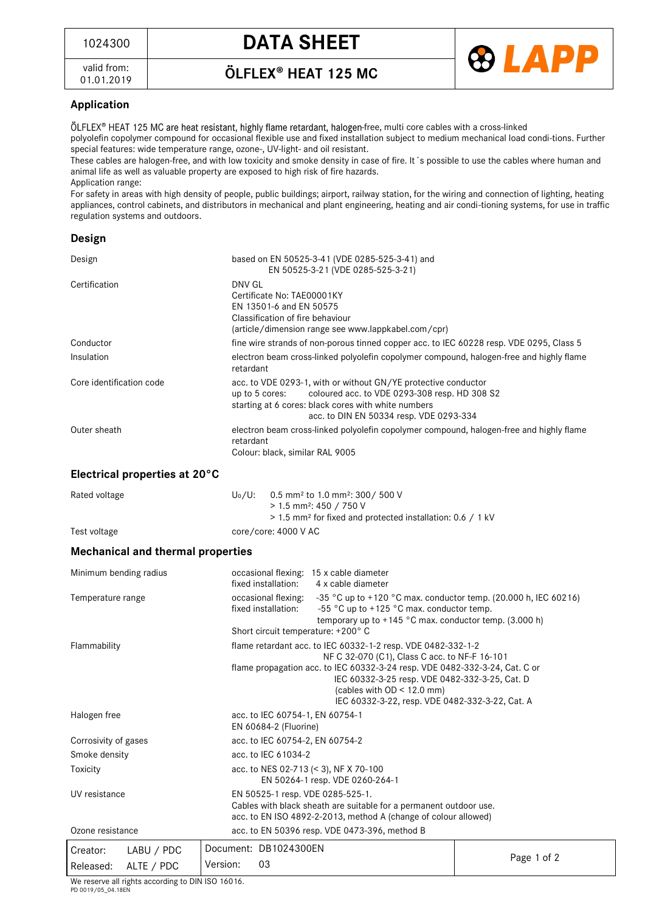| 1024300 | **DATA SHEET** | LAPP |
|---|---|---|
| valid from: 01.01.2019 | **ÖLFLEX® HEAT 125 MC** | |

## Application

ÖLFLEX® HEAT 125 MC are heat resistant, highly flame retardant, halogen-free, multi core cables with a cross-linked polyolefin copolymer compound for occasional flexible use and fixed installation subject to medium mechanical load condi-tions. Further special features: wide temperature range, ozone-, UV-light- and oil resistant.
These cables are halogen-free, and with low toxicity and smoke density in case of fire. It´s possible to use the cables where human and animal life as well as valuable property are exposed to high risk of fire hazards.
Application range:
For safety in areas with high density of people, public buildings; airport, railway station, for the wiring and connection of lighting, heating appliances, control cabinets, and distributors in mechanical and plant engineering, heating and air condi-tioning systems, for use in traffic regulation systems and outdoors.

## Design

| | |
|---|---|
| Design | based on EN 50525-3-41 (VDE 0285-525-3-41) and EN 50525-3-21 (VDE 0285-525-3-21) |
| Certification | DNV GL<br>Certificate No: TAE00001KY<br>EN 13501-6 and EN 50575<br>Classification of fire behaviour<br>(article/dimension range see www.lappkabel.com/cpr) |
| Conductor | fine wire strands of non-porous tinned copper acc. to IEC 60228 resp. VDE 0295, Class 5 |
| Insulation | electron beam cross-linked polyolefin copolymer compound, halogen-free and highly flame retardant |
| Core identification code | acc. to VDE 0293-1, with or without GN/YE protective conductor<br>up to 5 cores: coloured acc. to VDE 0293-308 resp. HD 308 S2<br>starting at 6 cores: black cores with white numbers acc. to DIN EN 50334 resp. VDE 0293-334 |
| Outer sheath | electron beam cross-linked polyolefin copolymer compound, halogen-free and highly flame retardant<br>Colour: black, similar RAL 9005 |

## Electrical properties at 20°C

| | |
|---|---|
| Rated voltage | $U_0/U$: 0.5 mm² to 1.0 mm²: 300/ 500 V<br>> 1.5 mm²: 450 / 750 V<br>> 1.5 mm² for fixed and protected installation: 0.6 / 1 kV |
| Test voltage | core/core: 4000 V AC |

## Mechanical and thermal properties

| | |
|---|---|
| Minimum bending radius | occasional flexing: 15 x cable diameter<br>fixed installation: 4 x cable diameter |
| Temperature range | occasional flexing: -35 °C up to +120 °C max. conductor temp. (20.000 h, IEC 60216)<br>fixed installation: -55 °C up to +125 °C max. conductor temp.<br>temporary up to +145 °C max. conductor temp. (3.000 h)<br>Short circuit temperature: +200° C |
| Flammability | flame retardant acc. to IEC 60332-1-2 resp. VDE 0482-332-1-2<br>NF C 32-070 (C1), Class C acc. to NF-F 16-101<br>flame propagation acc. to IEC 60332-3-24 resp. VDE 0482-332-3-24, Cat. C or<br>IEC 60332-3-25 resp. VDE 0482-332-3-25, Cat. D<br>(cables with OD < 12.0 mm)<br>IEC 60332-3-22, resp. VDE 0482-332-3-22, Cat. A |
| Halogen free | acc. to IEC 60754-1, EN 60754-1<br>EN 60684-2 (Fluorine) |
| Corrosivity of gases | acc. to IEC 60754-2, EN 60754-2 |
| Smoke density | acc. to IEC 61034-2 |
| Toxicity | acc. to NES 02-713 (< 3), NF X 70-100<br>EN 50264-1 resp. VDE 0260-264-1 |
| UV resistance | EN 50525-1 resp. VDE 0285-525-1.<br>Cables with black sheath are suitable for a permanent outdoor use.<br>acc. to EN ISO 4892-2-2013, method A (change of colour allowed) |
| Ozone resistance | acc. to EN 50396 resp. VDE 0473-396, method B |

| | | |
|---|---|---|
| Creator: LABU / PDC | Document: DB1024300EN | |
| Released: ALTE / PDC | Version: 03 | |

We reserve all rights according to DIN ISO 16016.
PD 0019/05_04.18EN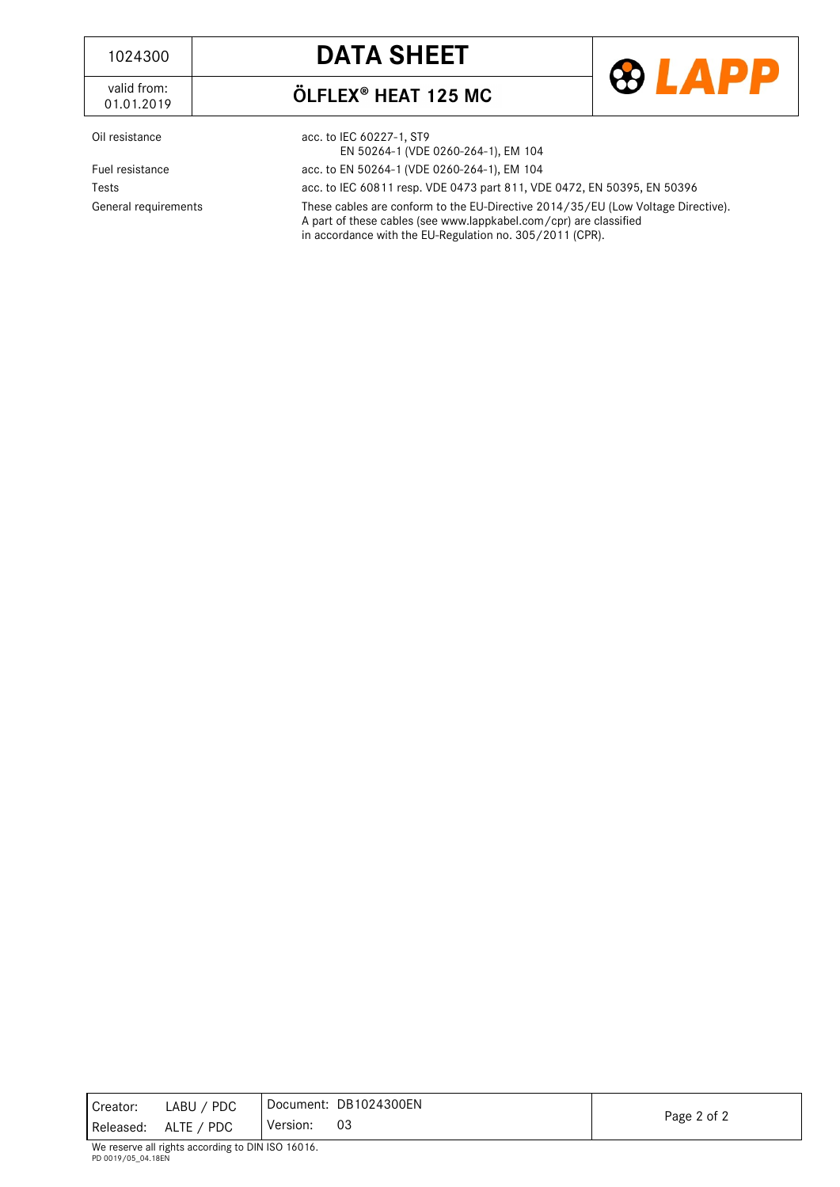| | |
|---|---|
| Oil resistance | acc. to IEC 60227-1, ST9<br>EN 50264-1 (VDE 0260-264-1), EM 104 |
| Fuel resistance | acc. to EN 50264-1 (VDE 0260-264-1), EM 104 |
| Tests | acc. to IEC 60811 resp. VDE 0473 part 811, VDE 0472, EN 50395, EN 50396 |
| General requirements | These cables are conform to the EU-Directive 2014/35/EU (Low Voltage Directive).<br>A part of these cables (see www.lappkabel.com/cpr) are classified<br>in accordance with the EU-Regulation no. 305/2011 (CPR). |